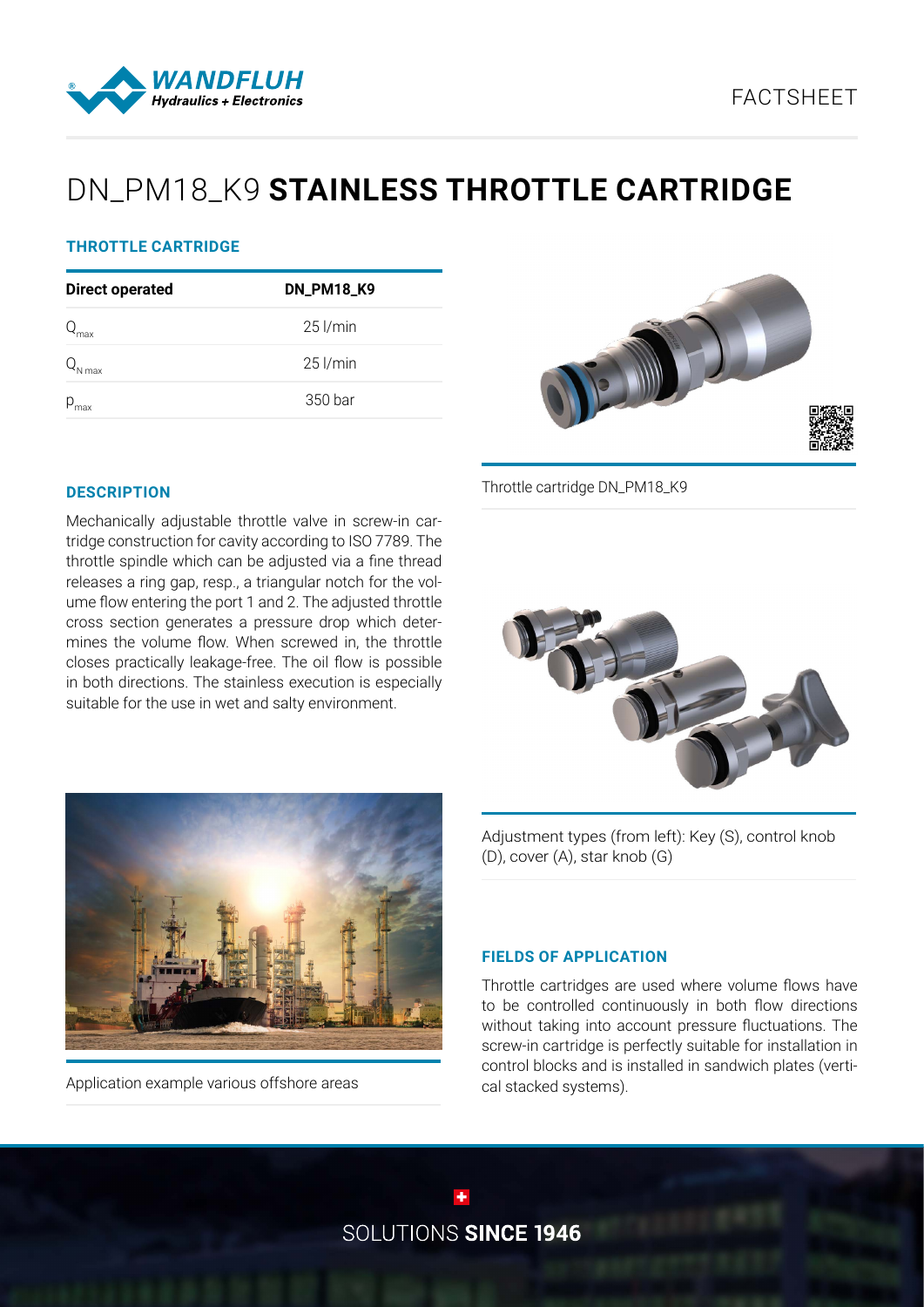# DN_PM18_K9 **STAINLESS THROTTLE CARTRIDGE**

### THROTTLE CARTRIDGE

| Direct operated | DN_PM18_K9 |
|---|---|
| $Q_{max}$ | 25 l/min |
| $Q_{N\,max}$ | 25 l/min |
| $p_{max}$ | 350 bar |

Throttle cartridge DN_PM18_K9

### DESCRIPTION

Mechanically adjustable throttle valve in screw-in cartridge construction for cavity according to ISO 7789. The throttle spindle which can be adjusted via a fine thread releases a ring gap, resp., a triangular notch for the volume flow entering the port 1 and 2. The adjusted throttle cross section generates a pressure drop which determines the volume flow. When screwed in, the throttle closes practically leakage-free. The oil flow is possible in both directions. The stainless execution is especially suitable for the use in wet and salty environment.

Adjustment types (from left): Key (S), control knob (D), cover (A), star knob (G)

Application example various offshore areas

### FIELDS OF APPLICATION

Throttle cartridges are used where volume flows have to be controlled continuously in both flow directions without taking into account pressure fluctuations. The screw-in cartridge is perfectly suitable for installation in control blocks and is installed in sandwich plates (vertical stacked systems).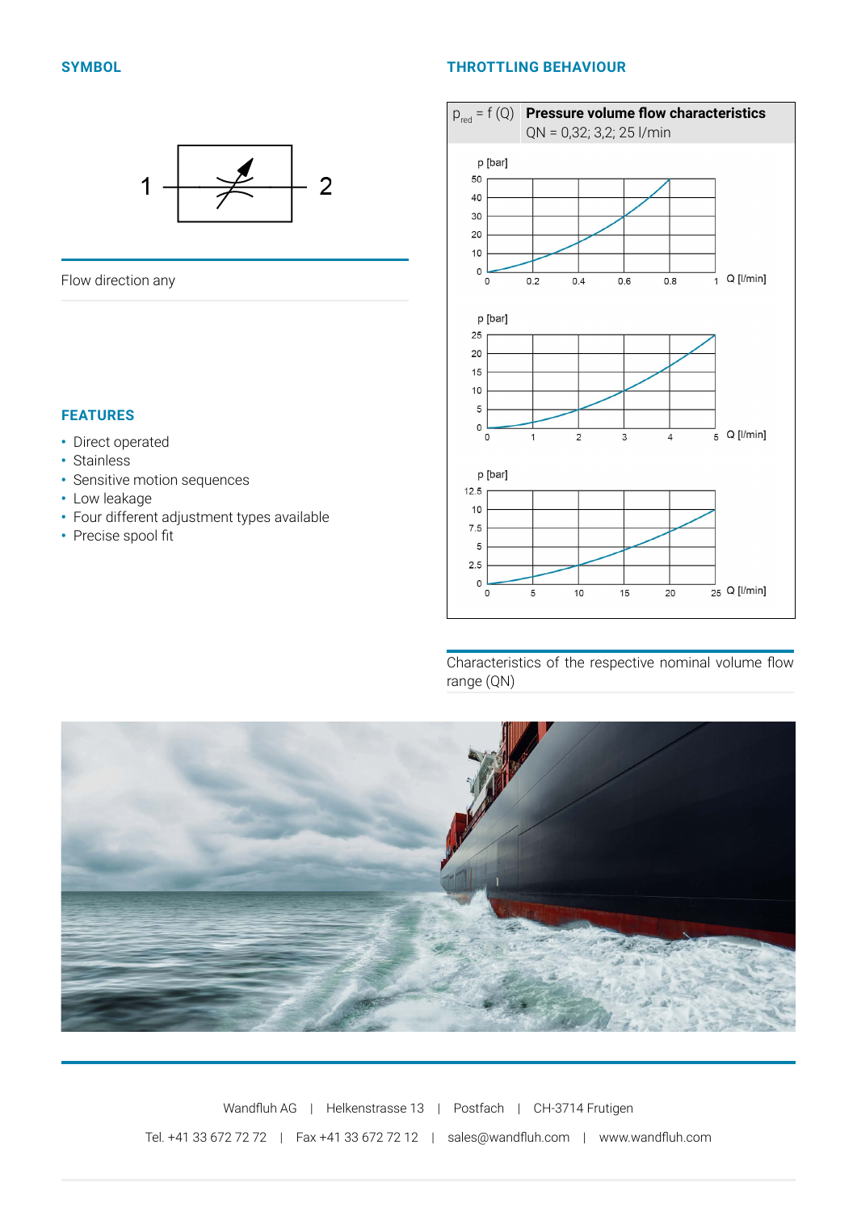## SYMBOL

1 2

Flow direction any

## FEATURES

- Direct operated
- Stainless
- Sensitive motion sequences
- Low leakage
- Four different adjustment types available
- Precise spool fit

## THROTTLING BEHAVIOUR

$p_{red}$ = f (Q) **Pressure volume flow characteristics**

QN = 0,32; 3,2; 25 l/min

p [bar]
50
40
30
20
10
0
0 0.2 0.4 0.6 0.8 1 Q [l/min]

p [bar]
25
20
15
10
5
0
0 1 2 3 4 5 Q [l/min]

p [bar]
12.5
10
7.5
5
2.5
0
0 5 10 15 20 25 Q [l/min]

Characteristics of the respective nominal volume flow range (QN)

Wandfluh AG | Helkenstrasse 13 | Postfach | CH-3714 Frutigen

Tel. +41 33 672 72 72 | Fax +41 33 672 72 12 | sales@wandfluh.com | www.wandfluh.com